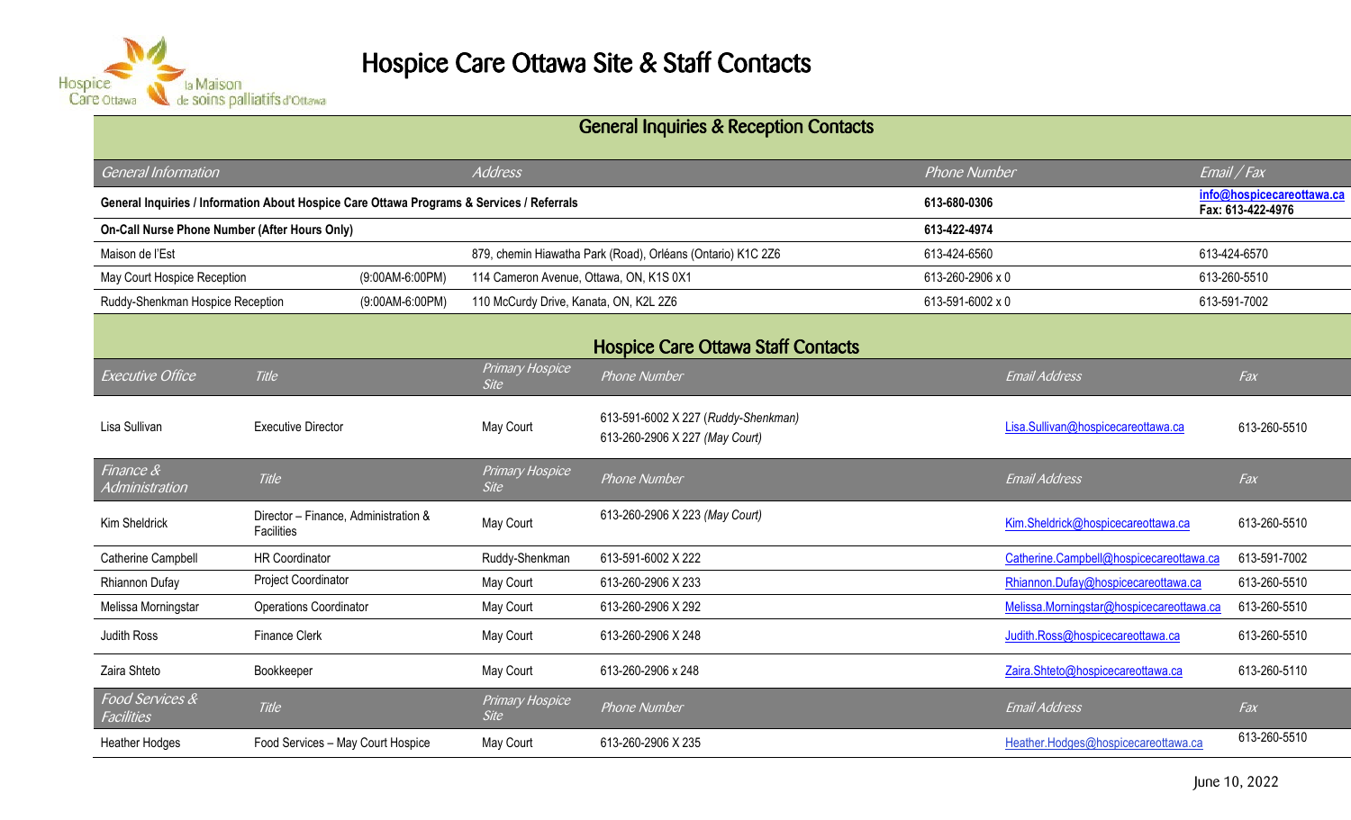# Hospice Care Ottawa Site & Staff Contacts

## General Inquiries & Reception Contacts

| General Information | | Address | Phone Number | Email / Fax |
|---|---|---|---|---|
| **General Inquiries / Information About Hospice Care Ottawa Programs & Services / Referrals** | | | **613-680-0306** | **info@hospicecareottawa.ca** **Fax: 613-422-4976** |
| **On-Call Nurse Phone Number (After Hours Only)** | | | **613-422-4974** | |
| Maison de l'Est | | 879, chemin Hiawatha Park (Road), Orléans (Ontario) K1C 2Z6 | 613-424-6560 | 613-424-6570 |
| May Court Hospice Reception | (9:00AM-6:00PM) | 114 Cameron Avenue, Ottawa, ON, K1S 0X1 | 613-260-2906 x 0 | 613-260-5510 |
| Ruddy-Shenkman Hospice Reception | (9:00AM-6:00PM) | 110 McCurdy Drive, Kanata, ON, K2L 2Z6 | 613-591-6002 x 0 | 613-591-7002 |

## Hospice Care Ottawa Staff Contacts

| *Executive Office* | *Title* | *Primary Hospice Site* | *Phone Number* | *Email Address* | *Fax* |
|---|---|---|---|---|---|
| Lisa Sullivan | Executive Director | May Court | 613-591-6002 X 227 (*Ruddy-Shenkman*) 613-260-2906 X 227 (*May Court*) | Lisa.Sullivan@hospicecareottawa.ca | 613-260-5510 |
| *Finance & Administration* | *Title* | *Primary Hospice Site* | *Phone Number* | *Email Address* | *Fax* |
| Kim Sheldrick | Director – Finance, Administration & Facilities | May Court | 613-260-2906 X 223 (*May Court*) | Kim.Sheldrick@hospicecareottawa.ca | 613-260-5510 |
| Catherine Campbell | HR Coordinator | Ruddy-Shenkman | 613-591-6002 X 222 | Catherine.Campbell@hospicecareottawa.ca | 613-591-7002 |
| Rhiannon Dufay | Project Coordinator | May Court | 613-260-2906 X 233 | Rhiannon.Dufay@hospicecareottawa.ca | 613-260-5510 |
| Melissa Morningstar | Operations Coordinator | May Court | 613-260-2906 X 292 | Melissa.Morningstar@hospicecareottawa.ca | 613-260-5510 |
| Judith Ross | Finance Clerk | May Court | 613-260-2906 X 248 | Judith.Ross@hospicecareottawa.ca | 613-260-5510 |
| Zaira Shteto | Bookkeeper | May Court | 613-260-2906 x 248 | Zaira.Shteto@hospicecareottawa.ca | 613-260-5110 |
| *Food Services & Facilities* | *Title* | *Primary Hospice Site* | *Phone Number* | *Email Address* | *Fax* |
| Heather Hodges | Food Services – May Court Hospice | May Court | 613-260-2906 X 235 | Heather.Hodges@hospicecareottawa.ca | 613-260-5510 |

June 10, 2022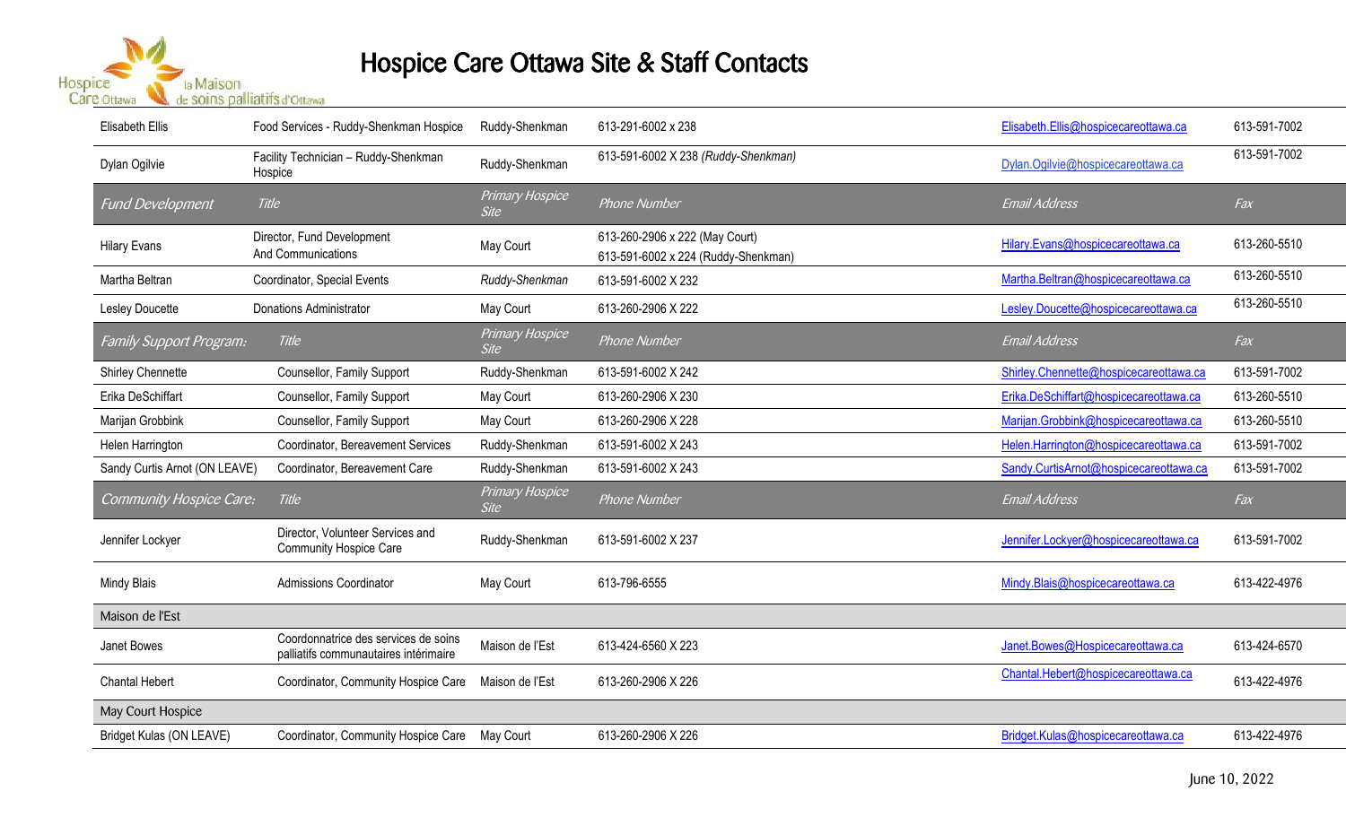# Hospice Care Ottawa Site & Staff Contacts

| | Title | Primary Hospice Site | Phone Number | Email Address | Fax |
|---|---|---|---|---|---|
| Elisabeth Ellis | Food Services - Ruddy-Shenkman Hospice | Ruddy-Shenkman | 613-291-6002 x 238 | Elisabeth.Ellis@hospicecareottawa.ca | 613-591-7002 |
| Dylan Ogilvie | Facility Technician – Ruddy-Shenkman Hospice | Ruddy-Shenkman | 613-591-6002 X 238 *(Ruddy-Shenkman)* | Dylan.Ogilvie@hospicecareottawa.ca | 613-591-7002 |
| *Fund Development* | *Title* | *Primary Hospice Site* | *Phone Number* | *Email Address* | *Fax* |
| Hilary Evans | Director, Fund Development And Communications | May Court | 613-260-2906 x 222 (May Court)<br>613-591-6002 x 224 (Ruddy-Shenkman) | Hilary.Evans@hospicecareottawa.ca | 613-260-5510 |
| Martha Beltran | Coordinator, Special Events | *Ruddy-Shenkman* | 613-591-6002 X 232 | Martha.Beltran@hospicecareottawa.ca | 613-260-5510 |
| Lesley Doucette | Donations Administrator | May Court | 613-260-2906 X 222 | Lesley.Doucette@hospicecareottawa.ca | 613-260-5510 |
| *Family Support Program:* | *Title* | *Primary Hospice Site* | *Phone Number* | *Email Address* | *Fax* |
| Shirley Chennette | Counsellor, Family Support | Ruddy-Shenkman | 613-591-6002 X 242 | Shirley.Chennette@hospicecareottawa.ca | 613-591-7002 |
| Erika DeSchiffart | Counsellor, Family Support | May Court | 613-260-2906 X 230 | Erika.DeSchiffart@hospicecareottawa.ca | 613-260-5510 |
| Marijan Grobbink | Counsellor, Family Support | May Court | 613-260-2906 X 228 | Marijan.Grobbink@hospicecareottawa.ca | 613-260-5510 |
| Helen Harrington | Coordinator, Bereavement Services | Ruddy-Shenkman | 613-591-6002 X 243 | Helen.Harrington@hospicecareottawa.ca | 613-591-7002 |
| Sandy Curtis Arnot (ON LEAVE) | Coordinator, Bereavement Care | Ruddy-Shenkman | 613-591-6002 X 243 | Sandy.CurtisArnot@hospicecareottawa.ca | 613-591-7002 |
| *Community Hospice Care:* | *Title* | *Primary Hospice Site* | *Phone Number* | *Email Address* | *Fax* |
| Jennifer Lockyer | Director, Volunteer Services and Community Hospice Care | Ruddy-Shenkman | 613-591-6002 X 237 | Jennifer.Lockyer@hospicecareottawa.ca | 613-591-7002 |
| Mindy Blais | Admissions Coordinator | May Court | 613-796-6555 | Mindy.Blais@hospicecareottawa.ca | 613-422-4976 |
| Maison de l'Est | | | | | |
| Janet Bowes | Coordonnatrice des services de soins palliatifs communautaires intérimaire | Maison de l'Est | 613-424-6560 X 223 | Janet.Bowes@Hospicecareottawa.ca | 613-424-6570 |
| Chantal Hebert | Coordinator, Community Hospice Care | Maison de l'Est | 613-260-2906 X 226 | Chantal.Hebert@hospicecareottawa.ca | 613-422-4976 |
| May Court Hospice | | | | | |
| Bridget Kulas (ON LEAVE) | Coordinator, Community Hospice Care | May Court | 613-260-2906 X 226 | Bridget.Kulas@hospicecareottawa.ca | 613-422-4976 |

June 10, 2022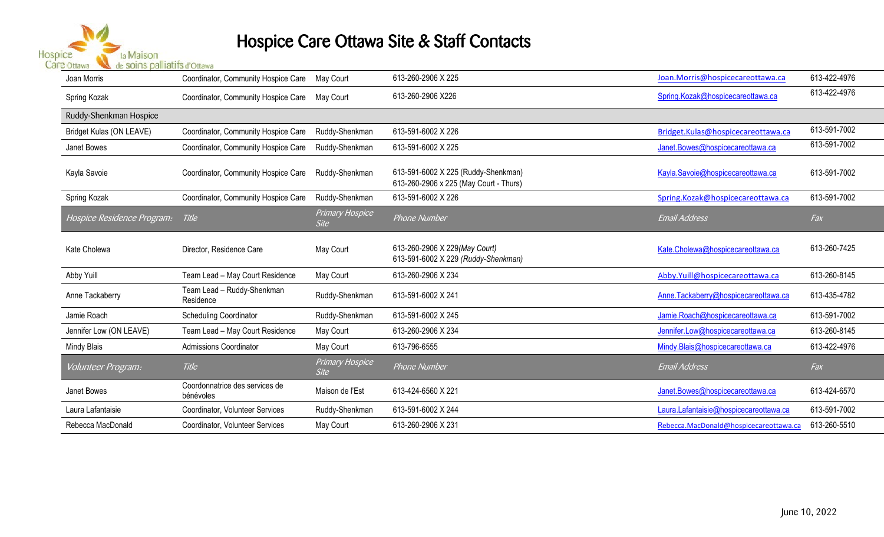# Hospice Care Ottawa Site & Staff Contacts

| | | | | | |
|---|---|---|---|---|---|
| Joan Morris | Coordinator, Community Hospice Care | May Court | 613-260-2906 X 225 | Joan.Morris@hospicecareottawa.ca | 613-422-4976 |
| Spring Kozak | Coordinator, Community Hospice Care | May Court | 613-260-2906 X226 | Spring.Kozak@hospicecareottawa.ca | 613-422-4976 |
| Ruddy-Shenkman Hospice | | | | | |
| Bridget Kulas (ON LEAVE) | Coordinator, Community Hospice Care | Ruddy-Shenkman | 613-591-6002 X 226 | Bridget.Kulas@hospicecareottawa.ca | 613-591-7002 |
| Janet Bowes | Coordinator, Community Hospice Care | Ruddy-Shenkman | 613-591-6002 X 225 | Janet.Bowes@hospicecareottawa.ca | 613-591-7002 |
| Kayla Savoie | Coordinator, Community Hospice Care | Ruddy-Shenkman | 613-591-6002 X 225 (Ruddy-Shenkman)<br>613-260-2906 x 225 (May Court - Thurs) | Kayla.Savoie@hospicecareottawa.ca | 613-591-7002 |
| Spring Kozak | Coordinator, Community Hospice Care | Ruddy-Shenkman | 613-591-6002 X 226 | Spring.Kozak@hospicecareottawa.ca | 613-591-7002 |
| *Hospice Residence Program:* | *Title* | *Primary Hospice Site* | *Phone Number* | *Email Address* | *Fax* |
| Kate Cholewa | Director, Residence Care | May Court | 613-260-2906 X 229*(May Court)*<br>613-591-6002 X 229 *(Ruddy-Shenkman)* | Kate.Cholewa@hospicecareottawa.ca | 613-260-7425 |
| Abby Yuill | Team Lead – May Court Residence | May Court | 613-260-2906 X 234 | Abby.Yuill@hospicecareottawa.ca | 613-260-8145 |
| Anne Tackaberry | Team Lead – Ruddy-Shenkman Residence | Ruddy-Shenkman | 613-591-6002 X 241 | Anne.Tackaberry@hospicecareottawa.ca | 613-435-4782 |
| Jamie Roach | Scheduling Coordinator | Ruddy-Shenkman | 613-591-6002 X 245 | Jamie.Roach@hospicecareottawa.ca | 613-591-7002 |
| Jennifer Low (ON LEAVE) | Team Lead – May Court Residence | May Court | 613-260-2906 X 234 | Jennifer.Low@hospicecareottawa.ca | 613-260-8145 |
| Mindy Blais | Admissions Coordinator | May Court | 613-796-6555 | Mindy.Blais@hospicecareottawa.ca | 613-422-4976 |
| *Volunteer Program:* | *Title* | *Primary Hospice Site* | *Phone Number* | *Email Address* | *Fax* |
| Janet Bowes | Coordonnatrice des services de bénévoles | Maison de l'Est | 613-424-6560 X 221 | Janet.Bowes@hospicecareottawa.ca | 613-424-6570 |
| Laura Lafantaisie | Coordinator, Volunteer Services | Ruddy-Shenkman | 613-591-6002 X 244 | Laura.Lafantaisie@hospicecareottawa.ca | 613-591-7002 |
| Rebecca MacDonald | Coordinator, Volunteer Services | May Court | 613-260-2906 X 231 | Rebecca.MacDonald@hospicecareottawa.ca | 613-260-5510 |

June 10, 2022